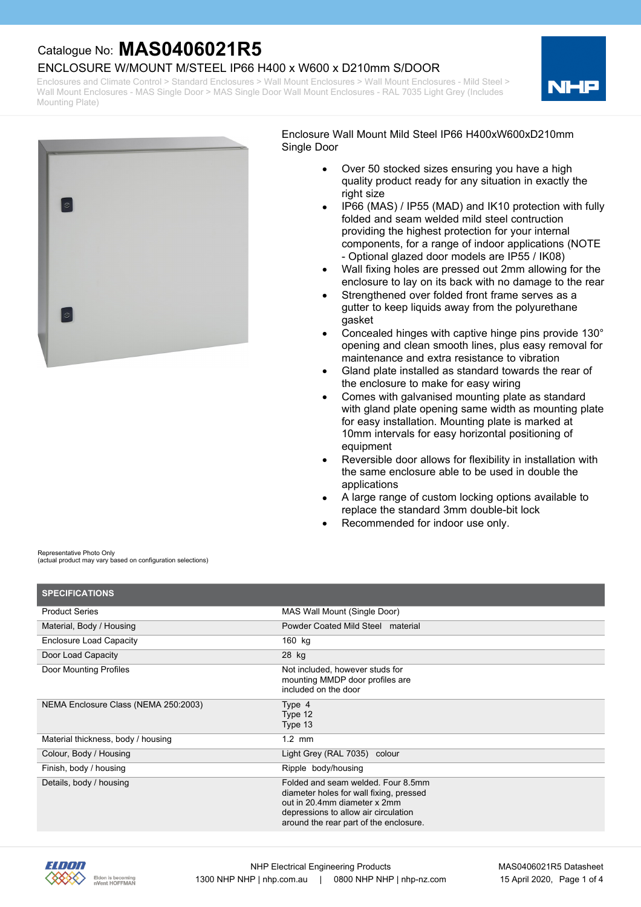Catalogue No: **MAS0406021R5**

# ENCLOSURE W/MOUNT M/STEEL IP66 H400 x W600 x D210mm S/DOOR

Enclosures and Climate Control > Standard Enclosures > Wall Mount Enclosures > Wall Mount Enclosures - Mild Steel > Wall Mount Enclosures - MAS Single Door > MAS Single Door Wall Mount Enclosures - RAL 7035 Light Grey (Includes Mounting Plate)

Enclosure Wall Mount Mild Steel IP66 H400xW600xD210mm Single Door

- Over 50 stocked sizes ensuring you have a high quality product ready for any situation in exactly the right size
- IP66 (MAS) / IP55 (MAD) and IK10 protection with fully folded and seam welded mild steel contruction providing the highest protection for your internal components, for a range of indoor applications (NOTE - Optional glazed door models are IP55 / IK08)
- Wall fixing holes are pressed out 2mm allowing for the enclosure to lay on its back with no damage to the rear
- Strengthened over folded front frame serves as a gutter to keep liquids away from the polyurethane gasket
- Concealed hinges with captive hinge pins provide 130° opening and clean smooth lines, plus easy removal for maintenance and extra resistance to vibration
- Gland plate installed as standard towards the rear of the enclosure to make for easy wiring
- Comes with galvanised mounting plate as standard with gland plate opening same width as mounting plate for easy installation. Mounting plate is marked at 10mm intervals for easy horizontal positioning of equipment
- Reversible door allows for flexibility in installation with the same enclosure able to be used in double the applications
- A large range of custom locking options available to replace the standard 3mm double-bit lock
- Recommended for indoor use only.

Representative Photo Only
(actual product may vary based on configuration selections)

| SPECIFICATIONS | |
|---|---|
| Product Series | MAS Wall Mount (Single Door) |
| Material, Body / Housing | Powder Coated Mild Steel material |
| Enclosure Load Capacity | 160 kg |
| Door Load Capacity | 28 kg |
| Door Mounting Profiles | Not included, however studs for mounting MMDP door profiles are included on the door |
| NEMA Enclosure Class (NEMA 250:2003) | Type 4<br>Type 12<br>Type 13 |
| Material thickness, body / housing | 1.2 mm |
| Colour, Body / Housing | Light Grey (RAL 7035) colour |
| Finish, body / housing | Ripple body/housing |
| Details, body / housing | Folded and seam welded. Four 8.5mm diameter holes for wall fixing, pressed out in 20.4mm diameter x 2mm depressions to allow air circulation around the rear part of the enclosure. |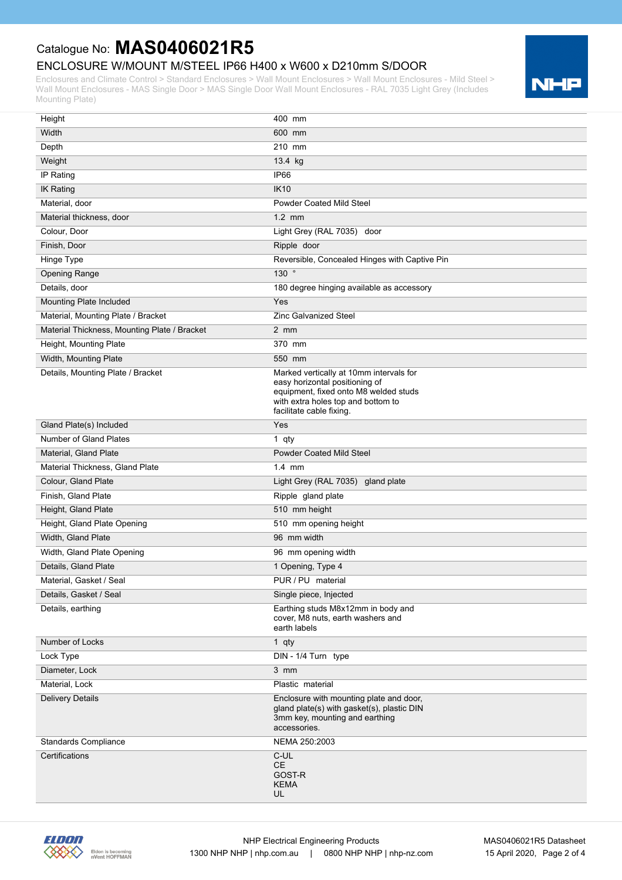# Catalogue No: **MAS0406021R5**

## ENCLOSURE W/MOUNT M/STEEL IP66 H400 x W600 x D210mm S/DOOR

Enclosures and Climate Control > Standard Enclosures > Wall Mount Enclosures > Wall Mount Enclosures - Mild Steel > Wall Mount Enclosures - MAS Single Door > MAS Single Door Wall Mount Enclosures - RAL 7035 Light Grey (Includes Mounting Plate)

| | |
|---|---|
| Height | 400 mm |
| Width | 600 mm |
| Depth | 210 mm |
| Weight | 13.4 kg |
| IP Rating | IP66 |
| IK Rating | IK10 |
| Material, door | Powder Coated Mild Steel |
| Material thickness, door | 1.2 mm |
| Colour, Door | Light Grey (RAL 7035) door |
| Finish, Door | Ripple door |
| Hinge Type | Reversible, Concealed Hinges with Captive Pin |
| Opening Range | 130 ° |
| Details, door | 180 degree hinging available as accessory |
| Mounting Plate Included | Yes |
| Material, Mounting Plate / Bracket | Zinc Galvanized Steel |
| Material Thickness, Mounting Plate / Bracket | 2 mm |
| Height, Mounting Plate | 370 mm |
| Width, Mounting Plate | 550 mm |
| Details, Mounting Plate / Bracket | Marked vertically at 10mm intervals for easy horizontal positioning of equipment, fixed onto M8 welded studs with extra holes top and bottom to facilitate cable fixing. |
| Gland Plate(s) Included | Yes |
| Number of Gland Plates | 1 qty |
| Material, Gland Plate | Powder Coated Mild Steel |
| Material Thickness, Gland Plate | 1.4 mm |
| Colour, Gland Plate | Light Grey (RAL 7035) gland plate |
| Finish, Gland Plate | Ripple gland plate |
| Height, Gland Plate | 510 mm height |
| Height, Gland Plate Opening | 510 mm opening height |
| Width, Gland Plate | 96 mm width |
| Width, Gland Plate Opening | 96 mm opening width |
| Details, Gland Plate | 1 Opening, Type 4 |
| Material, Gasket / Seal | PUR / PU material |
| Details, Gasket / Seal | Single piece, Injected |
| Details, earthing | Earthing studs M8x12mm in body and cover, M8 nuts, earth washers and earth labels |
| Number of Locks | 1 qty |
| Lock Type | DIN - 1/4 Turn type |
| Diameter, Lock | 3 mm |
| Material, Lock | Plastic material |
| Delivery Details | Enclosure with mounting plate and door, gland plate(s) with gasket(s), plastic DIN 3mm key, mounting and earthing accessories. |
| Standards Compliance | NEMA 250:2003 |
| Certifications | C-UL<br>CE<br>GOST-R<br>KEMA<br>UL |

Eldon is becoming nVent HOFFMAN

NHP Electrical Engineering Products
1300 NHP NHP | nhp.com.au | 0800 NHP NHP | nhp-nz.com

MAS0406021R5 Datasheet
15 April 2020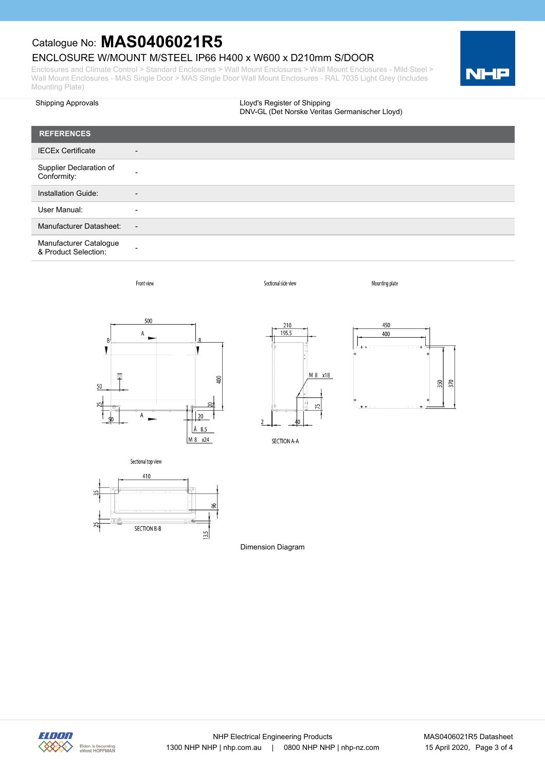Catalogue No: **MAS0406021R5**

ENCLOSURE W/MOUNT M/STEEL IP66 H400 x W600 x D210mm S/DOOR

Enclosures and Climate Control > Standard Enclosures > Wall Mount Enclosures > Wall Mount Enclosures - Mild Steel > Wall Mount Enclosures - MAS Single Door > MAS Single Door Wall Mount Enclosures - RAL 7035 Light Grey (Includes Mounting Plate)

| | |
|---|---|
| Shipping Approvals | Lloyd's Register of Shipping<br>DNV-GL (Det Norske Veritas Germanischer Lloyd) |

| REFERENCES | |
|---|---|
| IECEx Certificate | - |
| Supplier Declaration of Conformity: | - |
| Installation Guide: | - |
| User Manual: | - |
| Manufacturer Datasheet: | - |
| Manufacturer Catalogue & Product Selection: | - |

Dimension Diagram

NHP Electrical Engineering Products
1300 NHP NHP | nhp.com.au | 0800 NHP NHP | nhp-nz.com

MAS0406021R5 Datasheet
15 April 2020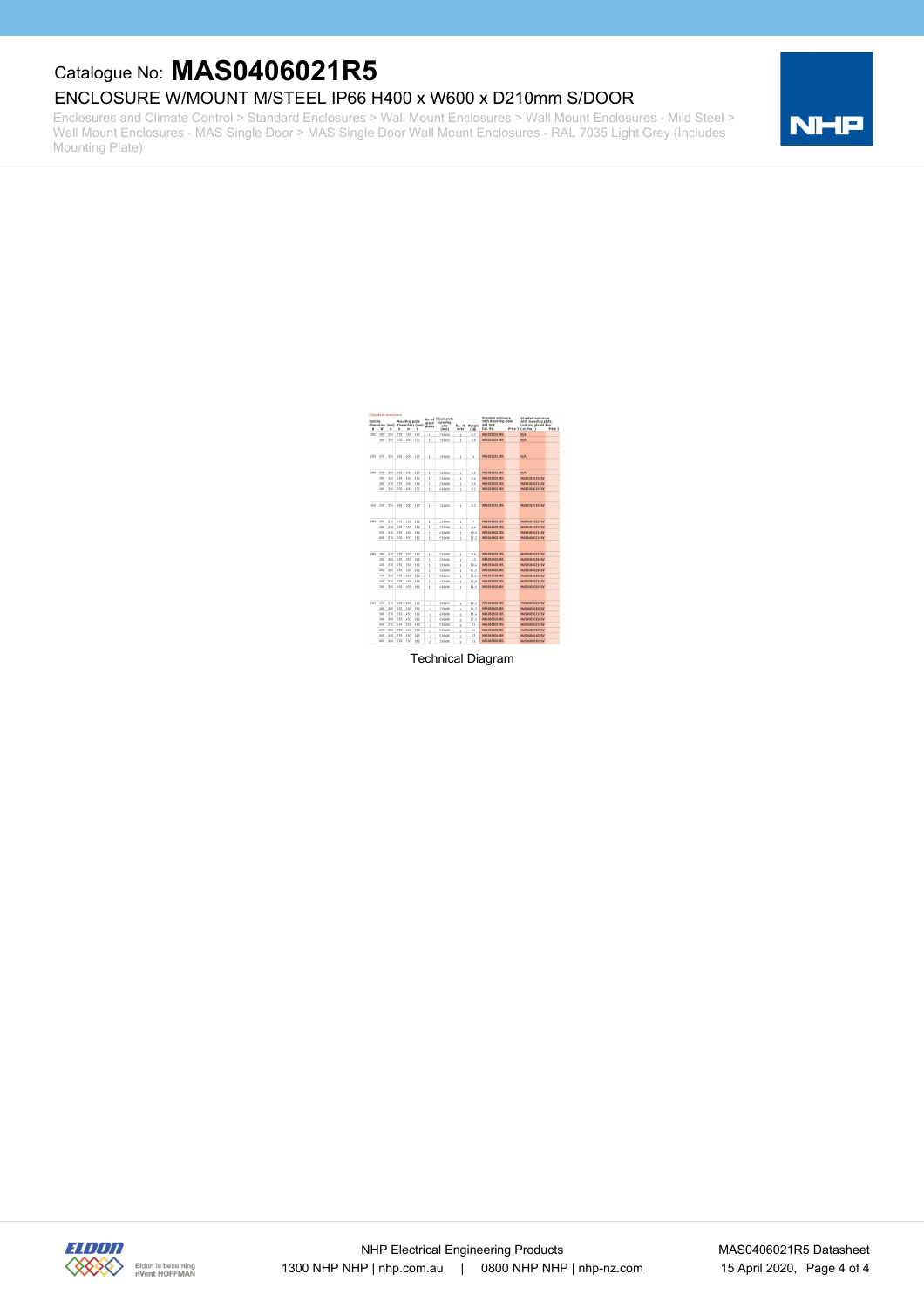# Catalogue No: MAS0406021R5

ENCLOSURE W/MOUNT M/STEEL IP66 H400 x W600 x D210mm S/DOOR

Enclosures and Climate Control > Standard Enclosures > Wall Mount Enclosures > Wall Mount Enclosures - Mild Steel > Wall Mount Enclosures - MAS Single Door > MAS Single Door Wall Mount Enclosures - RAL 7035 Light Grey (Includes Mounting Plate)

Technical Diagram

NHP Electrical Engineering Products

1300 NHP NHP | nhp.com.au | 0800 NHP NHP | nhp-nz.com

MAS0406021R5 Datasheet

15 April 2020